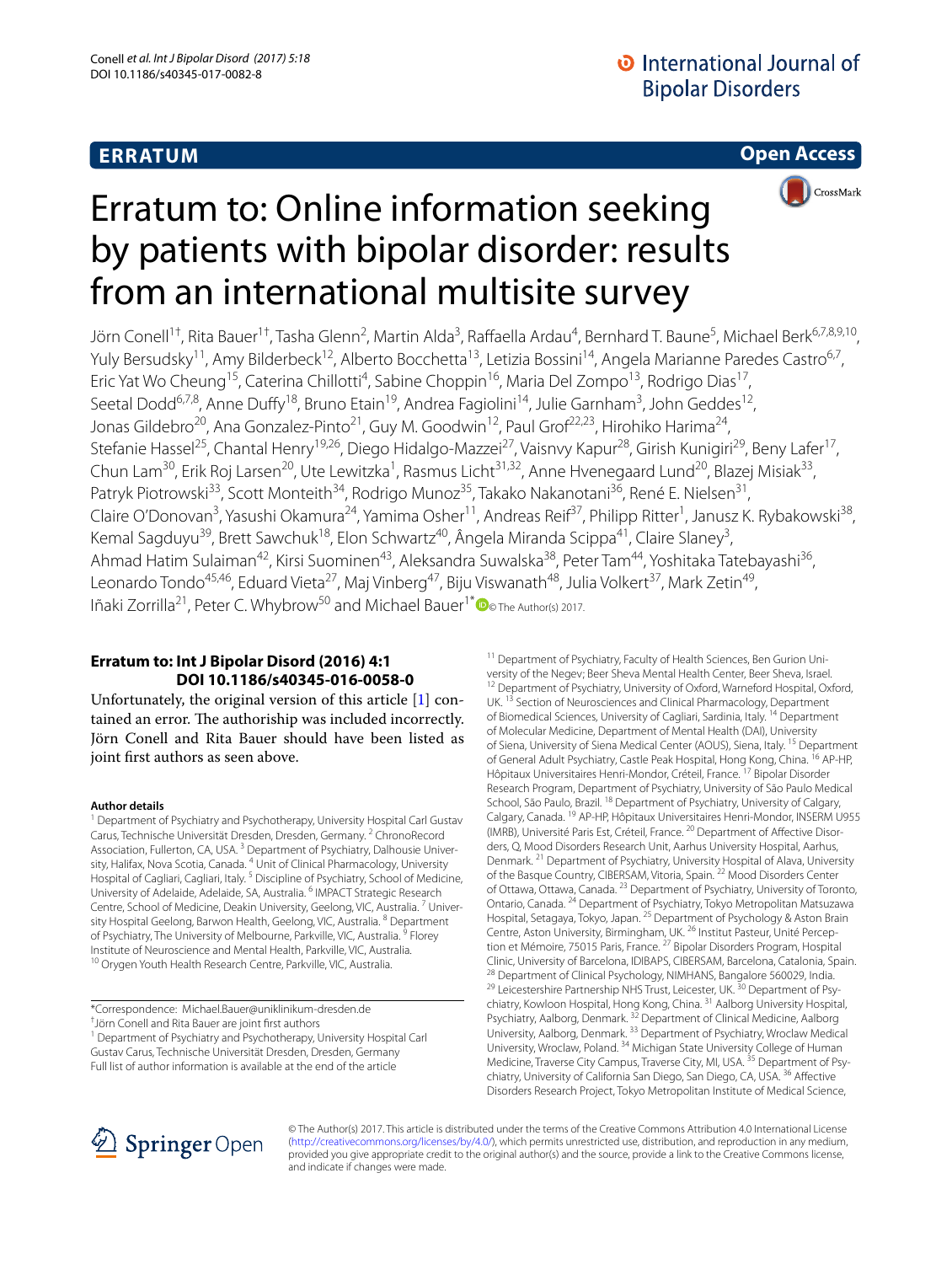**ERRATUM** **Open Access**

# Erratum to: Online information seeking by patients with bipolar disorder: results from an international multisite survey

Jörn Conell[1†], Rita Bauer[1†], Tasha Glenn[2], Martin Alda[3], Raffaella Ardau[4], Bernhard T. Baune[5], Michael Berk[6,7,8,9,10], Yuly Bersudsky[11], Amy Bilderbeck[12], Alberto Bocchetta[13], Letizia Bossini[14], Angela Marianne Paredes Castro[6,7], Eric Yat Wo Cheung[15], Caterina Chillotti[4], Sabine Choppin[16], Maria Del Zompo[13], Rodrigo Dias[17], Seetal Dodd[6,7,8], Anne Duffy[18], Bruno Etain[19], Andrea Fagiolini[14], Julie Garnham[3], John Geddes[12], Jonas Gildebro[20], Ana Gonzalez-Pinto[21], Guy M. Goodwin[12], Paul Grof[22,23], Hirohiko Harima[24], Stefanie Hassel[25], Chantal Henry[19,26], Diego Hidalgo-Mazzei[27], Vaisnvy Kapur[28], Girish Kunigiri[29], Beny Lafer[17], Chun Lam[30], Erik Roj Larsen[20], Ute Lewitzka[1], Rasmus Licht[31,32], Anne Hvenegaard Lund[20], Blazej Misiak[33], Patryk Piotrowski[33], Scott Monteith[34], Rodrigo Munoz[35], Takako Nakanotani[36], René E. Nielsen[31], Claire O'Donovan[3], Yasushi Okamura[24], Yamima Osher[11], Andreas Reif[37], Philipp Ritter[1], Janusz K. Rybakowski[38], Kemal Sagduyu[39], Brett Sawchuk[18], Elon Schwartz[40], Ângela Miranda Scippa[41], Claire Slaney[3], Ahmad Hatim Sulaiman[42], Kirsi Suominen[43], Aleksandra Suwalska[38], Peter Tam[44], Yoshitaka Tatebayashi[36], Leonardo Tondo[45,46], Eduard Vieta[27], Maj Vinberg[47], Biju Viswanath[48], Julia Volkert[37], Mark Zetin[49], Iñaki Zorrilla[21], Peter C. Whybrow[50] and Michael Bauer[1*] © The Author(s) 2017.

**Erratum to: Int J Bipolar Disord (2016) 4:1 DOI 10.1186/s40345-016-0058-0**

Unfortunately, the original version of this article [1] contained an error. The authorship was included incorrectly. Jörn Conell and Rita Bauer should have been listed as joint first authors as seen above.

**Author details**

[1] Department of Psychiatry and Psychotherapy, University Hospital Carl Gustav Carus, Technische Universität Dresden, Dresden, Germany. [2] ChronoRecord Association, Fullerton, CA, USA. [3] Department of Psychiatry, Dalhousie University, Halifax, Nova Scotia, Canada. [4] Unit of Clinical Pharmacology, University Hospital of Cagliari, Cagliari, Italy. [5] Discipline of Psychiatry, School of Medicine, University of Adelaide, Adelaide, SA, Australia. [6] IMPACT Strategic Research Centre, School of Medicine, Deakin University, Geelong, VIC, Australia. [7] University Hospital Geelong, Barwon Health, Geelong, VIC, Australia. [8] Department of Psychiatry, The University of Melbourne, Parkville, VIC, Australia. [9] Florey Institute of Neuroscience and Mental Health, Parkville, VIC, Australia. [10] Orygen Youth Health Research Centre, Parkville, VIC, Australia. [11] Department of Psychiatry, Faculty of Health Sciences, Ben Gurion University of the Negev; Beer Sheva Mental Health Center, Beer Sheva, Israel. [12] Department of Psychiatry, University of Oxford, Warneford Hospital, Oxford, UK. [13] Section of Neurosciences and Clinical Pharmacology, Department of Biomedical Sciences, University of Cagliari, Sardinia, Italy. [14] Department of Molecular Medicine, Department of Mental Health (DAI), University of Siena, University of Siena Medical Center (AOUS), Siena, Italy. [15] Department of General Adult Psychiatry, Castle Peak Hospital, Hong Kong, China. [16] AP-HP, Hôpitaux Universitaires Henri-Mondor, Créteil, France. [17] Bipolar Disorder Research Program, Department of Psychiatry, University of São Paulo Medical School, São Paulo, Brazil. [18] Department of Psychiatry, University of Calgary, Calgary, Canada. [19] AP-HP, Hôpitaux Universitaires Henri-Mondor, INSERM U955 (IMRB), Université Paris Est, Créteil, France. [20] Department of Affective Disorders, Q, Mood Disorders Research Unit, Aarhus University Hospital, Aarhus, Denmark. [21] Department of Psychiatry, University Hospital of Alava, University of the Basque Country, CIBERSAM, Vitoria, Spain. [22] Mood Disorders Center of Ottawa, Ottawa, Canada. [23] Department of Psychiatry, University of Toronto, Ontario, Canada. [24] Department of Psychiatry, Tokyo Metropolitan Matsuzawa Hospital, Setagaya, Tokyo, Japan. [25] Department of Psychology & Aston Brain Centre, Aston University, Birmingham, UK. [26] Institut Pasteur, Unité Perception et Mémoire, 75015 Paris, France. [27] Bipolar Disorders Program, Hospital Clinic, University of Barcelona, IDIBAPS, CIBERSAM, Barcelona, Catalonia, Spain. [28] Department of Clinical Psychology, NIMHANS, Bangalore 560029, India. [29] Leicestershire Partnership NHS Trust, Leicester, UK. [30] Department of Psychiatry, Kowloon Hospital, Hong Kong, China. [31] Aalborg University Hospital, Psychiatry, Aalborg, Denmark. [32] Department of Clinical Medicine, Aalborg University, Aalborg, Denmark. [33] Department of Psychiatry, Wroclaw Medical University, Wroclaw, Poland. [34] Michigan State University College of Human Medicine, Traverse City Campus, Traverse City, MI, USA. [35] Department of Psychiatry, University of California San Diego, San Diego, CA, USA. [36] Affective Disorders Research Project, Tokyo Metropolitan Institute of Medical Science,

*Correspondence: Michael.Bauer@uniklinikum-dresden.de
†Jörn Conell and Rita Bauer are joint first authors
[1] Department of Psychiatry and Psychotherapy, University Hospital Carl Gustav Carus, Technische Universität Dresden, Dresden, Germany
Full list of author information is available at the end of the article

© The Author(s) 2017. This article is distributed under the terms of the Creative Commons Attribution 4.0 International License (http://creativecommons.org/licenses/by/4.0/), which permits unrestricted use, distribution, and reproduction in any medium, provided you give appropriate credit to the original author(s) and the source, provide a link to the Creative Commons license, and indicate if changes were made.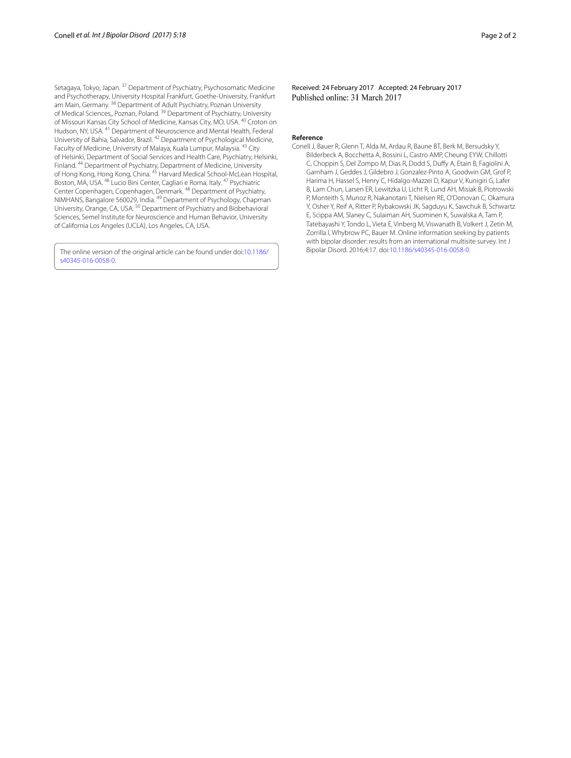Setagaya, Tokyo, Japan. [37] Department of Psychiatry, Psychosomatic Medicine and Psychotherapy, University Hospital Frankfurt, Goethe-University, Frankfurt am Main, Germany. [38] Department of Adult Psychiatry, Poznan University of Medical Sciences,, Poznan, Poland. [39] Department of Psychiatry, University of Missouri Kansas City School of Medicine, Kansas City, MO, USA. [40] Croton on Hudson, NY, USA. [41] Department of Neuroscience and Mental Health, Federal University of Bahia, Salvador, Brazil. [42] Department of Psychological Medicine, Faculty of Medicine, University of Malaya, Kuala Lumpur, Malaysia. [43] City of Helsinki, Department of Social Services and Health Care, Psychiatry, Helsinki, Finland. [44] Department of Psychiatry, Department of Medicine, University of Hong Kong, Hong Kong, China. [45] Harvard Medical School-McLean Hospital, Boston, MA, USA. [46] Lucio Bini Center, Cagliari e Roma, Italy. [47] Psychiatric Center Copenhagen, Copenhagen, Denmark. [48] Department of Psychiatry, NIMHANS, Bangalore 560029, India. [49] Department of Psychology, Chapman University, Orange, CA, USA. [50] Department of Psychiatry and Biobehavioral Sciences, Semel Institute for Neuroscience and Human Behavior, University of California Los Angeles (UCLA), Los Angeles, CA, USA.

The online version of the original article can be found under doi:10.1186/s40345-016-0058-0.

Received: 24 February 2017 Accepted: 24 February 2017
Published online: 31 March 2017

## Reference

Conell J, Bauer R, Glenn T, Alda M, Ardau R, Baune BT, Berk M, Bersudsky Y, Bilderbeck A, Bocchetta A, Bossini L, Castro AMP, Cheung EYW, Chillotti C, Choppin S, Del Zompo M, Dias R, Dodd S, Duffy A, Etain B, Fagiolini A, Garnham J, Geddes J, Gildebro J, Gonzalez-Pinto A, Goodwin GM, Grof P, Harima H, Hassel S, Henry C, Hidalgo-Mazzei D, Kapur V, Kunigiri G, Lafer B, Lam Chun, Larsen ER, Lewitzka U, Licht R, Lund AH, Misiak B, Piotrowski P, Monteith S, Munoz R, Nakanotani T, Nielsen RE, O'Donovan C, Okamura Y, Osher Y, Reif A, Ritter P, Rybakowski JK, Sagduyu K, Sawchuk B, Schwartz E, Scippa AM, Slaney C, Sulaiman AH, Suominen K, Suwalska A, Tam P, Tatebayashi Y, Tondo L, Vieta E, Vinberg M, Viswanath B, Volkert J, Zetin M, Zorrilla I, Whybrow PC, Bauer M. Online information seeking by patients with bipolar disorder: results from an international multisite survey. Int J Bipolar Disord. 2016;4:17. doi:10.1186/s40345-016-0058-0.